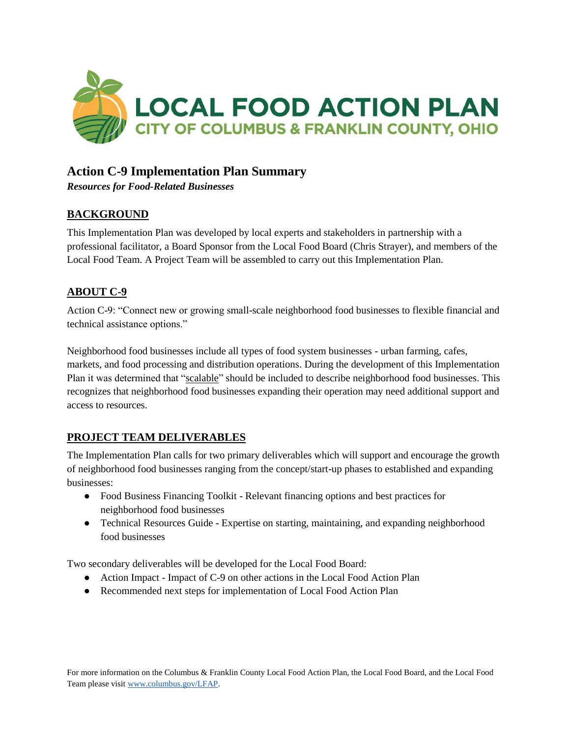# LOCAL FOOD ACTION PLAN

## CITY OF COLUMBUS & FRANKLIN COUNTY, OHIO

## Action C-9 Implementation Plan Summary

***Resources for Food-Related Businesses***

### BACKGROUND

This Implementation Plan was developed by local experts and stakeholders in partnership with a professional facilitator, a Board Sponsor from the Local Food Board (Chris Strayer), and members of the Local Food Team. A Project Team will be assembled to carry out this Implementation Plan.

### ABOUT C-9

Action C-9: "Connect new or growing small-scale neighborhood food businesses to flexible financial and technical assistance options."

Neighborhood food businesses include all types of food system businesses - urban farming, cafes, markets, and food processing and distribution operations. During the development of this Implementation Plan it was determined that "scalable" should be included to describe neighborhood food businesses. This recognizes that neighborhood food businesses expanding their operation may need additional support and access to resources.

### PROJECT TEAM DELIVERABLES

The Implementation Plan calls for two primary deliverables which will support and encourage the growth of neighborhood food businesses ranging from the concept/start-up phases to established and expanding businesses:

- Food Business Financing Toolkit - Relevant financing options and best practices for neighborhood food businesses
- Technical Resources Guide - Expertise on starting, maintaining, and expanding neighborhood food businesses

Two secondary deliverables will be developed for the Local Food Board:

- Action Impact - Impact of C-9 on other actions in the Local Food Action Plan
- Recommended next steps for implementation of Local Food Action Plan

For more information on the Columbus & Franklin County Local Food Action Plan, the Local Food Board, and the Local Food Team please visit www.columbus.gov/LFAP.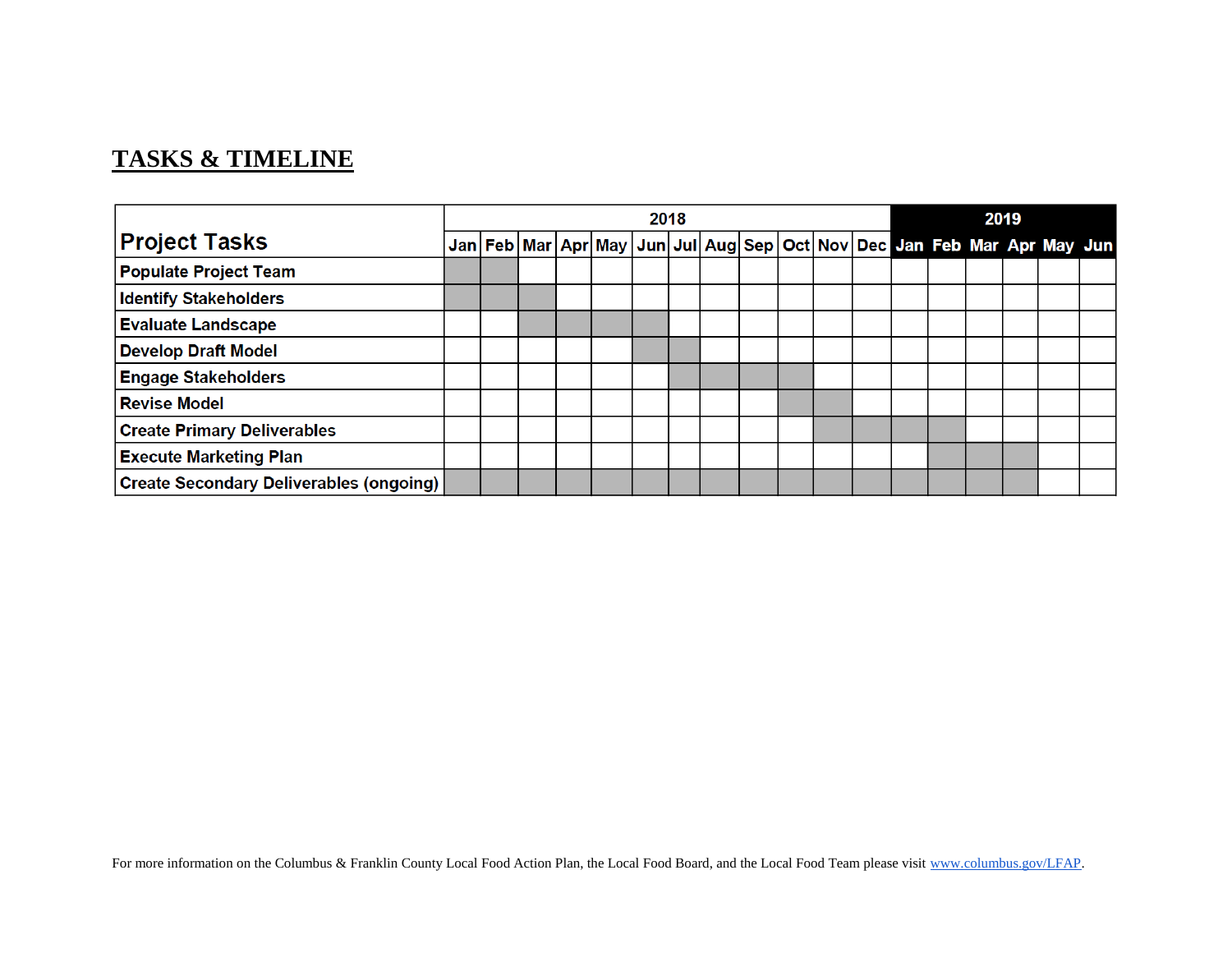## TASKS & TIMELINE

| Project Tasks | 2018 | | | | | | | | | | | | 2019 | | | | | |
|---|---|---|---|---|---|---|---|---|---|---|---|---|---|---|---|---|---|---|
| | Jan | Feb | Mar | Apr | May | Jun | Jul | Aug | Sep | Oct | Nov | Dec | Jan | Feb | Mar | Apr | May | Jun |
| Populate Project Team | ■ | ■ | | | | | | | | | | | | | | | | |
| Identify Stakeholders | ■ | ■ | ■ | | | | | | | | | | | | | | | |
| Evaluate Landscape | | | ■ | ■ | ■ | ■ | | | | | | | | | | | | |
| Develop Draft Model | | | | | | ■ | ■ | | | | | | | | | | | |
| Engage Stakeholders | | | | | | | ■ | ■ | ■ | ■ | | | | | | | | |
| Revise Model | | | | | | | | | | ■ | ■ | | | | | | | |
| Create Primary Deliverables | | | | | | | | | | | ■ | ■ | ■ | ■ | | | | |
| Execute Marketing Plan | | | | | | | | | | | | | | ■ | ■ | ■ | | |
| Create Secondary Deliverables (ongoing) | ■ | ■ | ■ | ■ | ■ | ■ | ■ | ■ | ■ | ■ | ■ | ■ | ■ | ■ | ■ | ■ | | |

For more information on the Columbus & Franklin County Local Food Action Plan, the Local Food Board, and the Local Food Team please visit www.columbus.gov/LFAP.